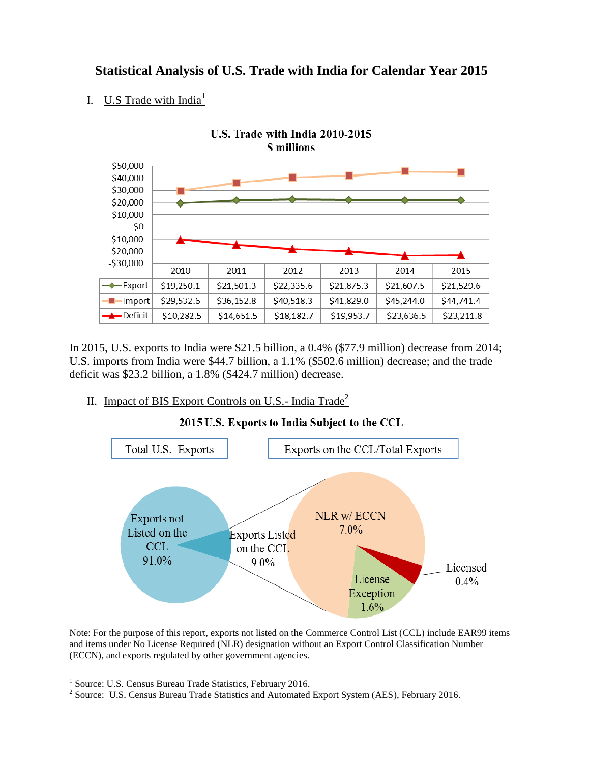# Statistical Analysis of U.S. Trade with India for Calendar Year 2015

## I. U.S Trade with India[1]

**U.S. Trade with India 2010-2015**
**$ millions**

| | 2010 | 2011 | 2012 | 2013 | 2014 | 2015 |
|---|---|---|---|---|---|---|
| Export | $19,250.1 | $21,501.3 | $22,335.6 | $21,875.3 | $21,607.5 | $21,529.6 |
| Import | $29,532.6 | $36,152.8 | $40,518.3 | $41,829.0 | $45,244.0 | $44,741.4 |
| Deficit | -$10,282.5 | -$14,651.5 | -$18,182.7 | -$19,953.7 | -$23,636.5 | -$23,211.8 |

In 2015, U.S. exports to India were $21.5 billion, a 0.4% ($77.9 million) decrease from 2014; U.S. imports from India were $44.7 billion, a 1.1% ($502.6 million) decrease; and the trade deficit was $23.2 billion, a 1.8% ($424.7 million) decrease.

## II. Impact of BIS Export Controls on U.S.- India Trade[2]

**2015 U.S. Exports to India Subject to the CCL**

Total U.S. Exports

- Exports not Listed on the CCL 91.0%
- Exports Listed on the CCL 9.0%

Exports on the CCL/Total Exports

- NLR w/ ECCN 7.0%
- License Exception 1.6%
- Licensed 0.4%

Note: For the purpose of this report, exports not listed on the Commerce Control List (CCL) include EAR99 items and items under No License Required (NLR) designation without an Export Control Classification Number (ECCN), and exports regulated by other government agencies.

---

[1] Source: U.S. Census Bureau Trade Statistics, February 2016.

[2] Source: U.S. Census Bureau Trade Statistics and Automated Export System (AES), February 2016.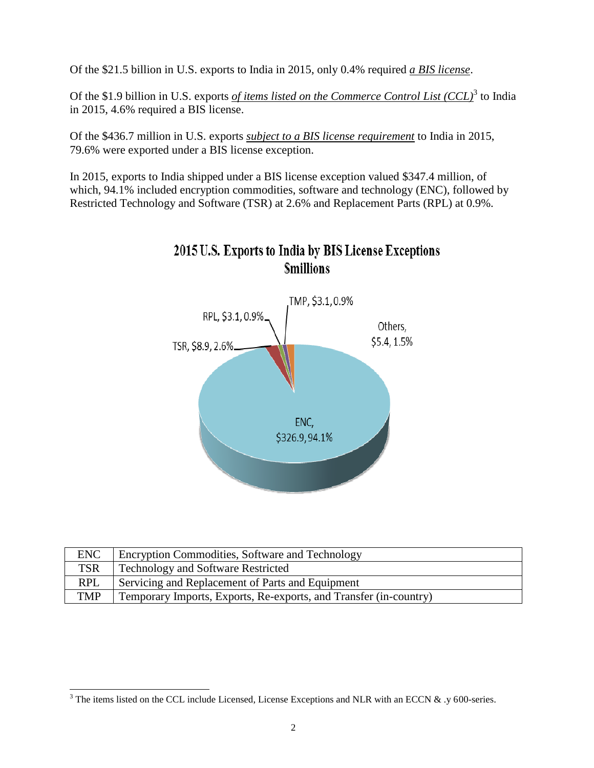Of the $21.5 billion in U.S. exports to India in 2015, only 0.4% required ***a BIS license***.

Of the $1.9 billion in U.S. exports ***of items listed on the Commerce Control List (CCL)***[3] to India in 2015, 4.6% required a BIS license.

Of the $436.7 million in U.S. exports ***subject to a BIS license requirement*** to India in 2015, 79.6% were exported under a BIS license exception.

In 2015, exports to India shipped under a BIS license exception valued $347.4 million, of which, 94.1% included encryption commodities, software and technology (ENC), followed by Restricted Technology and Software (TSR) at 2.6% and Replacement Parts (RPL) at 0.9%.

**2015 U.S. Exports to India by BIS License Exceptions**
**$millions**

ENC, $326.9, 94.1%
TSR, $8.9, 2.6%
RPL, $3.1, 0.9%
TMP, $3.1, 0.9%
Others, $5.4, 1.5%

| ENC | Encryption Commodities, Software and Technology |
|---|---|
| TSR | Technology and Software Restricted |
| RPL | Servicing and Replacement of Parts and Equipment |
| TMP | Temporary Imports, Exports, Re-exports, and Transfer (in-country) |

[3] The items listed on the CCL include Licensed, License Exceptions and NLR with an ECCN & .y 600-series.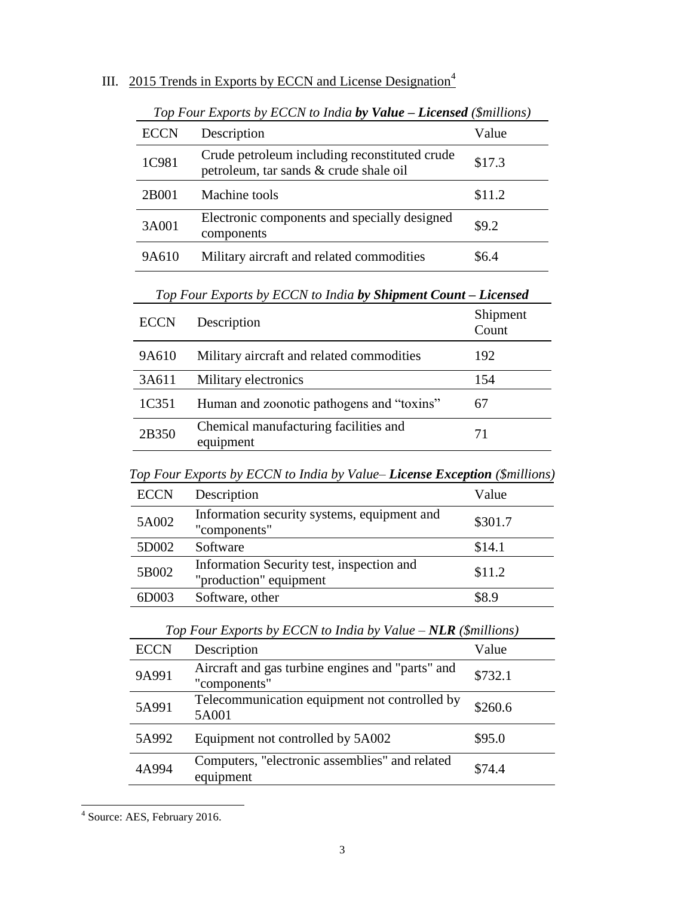## III. 2015 Trends in Exports by ECCN and License Designation[4]

*Top Four Exports by ECCN to India* ***by Value – Licensed*** *($millions)*

| ECCN | Description | Value |
|---|---|---|
| 1C981 | Crude petroleum including reconstituted crude petroleum, tar sands & crude shale oil | $17.3 |
| 2B001 | Machine tools | $11.2 |
| 3A001 | Electronic components and specially designed components | $9.2 |
| 9A610 | Military aircraft and related commodities | $6.4 |

*Top Four Exports by ECCN to India* ***by Shipment Count – Licensed***

| ECCN | Description | Shipment Count |
|---|---|---|
| 9A610 | Military aircraft and related commodities | 192 |
| 3A611 | Military electronics | 154 |
| 1C351 | Human and zoonotic pathogens and "toxins" | 67 |
| 2B350 | Chemical manufacturing facilities and equipment | 71 |

*Top Four Exports by ECCN to India by Value–* ***License Exception*** *($millions)*

| ECCN | Description | Value |
|---|---|---|
| 5A002 | Information security systems, equipment and "components" | $301.7 |
| 5D002 | Software | $14.1 |
| 5B002 | Information Security test, inspection and "production" equipment | $11.2 |
| 6D003 | Software, other | $8.9 |

*Top Four Exports by ECCN to India by Value –* ***NLR*** *($millions)*

| ECCN | Description | Value |
|---|---|---|
| 9A991 | Aircraft and gas turbine engines and "parts" and "components" | $732.1 |
| 5A991 | Telecommunication equipment not controlled by 5A001 | $260.6 |
| 5A992 | Equipment not controlled by 5A002 | $95.0 |
| 4A994 | Computers, "electronic assemblies" and related equipment | $74.4 |

[4] Source: AES, February 2016.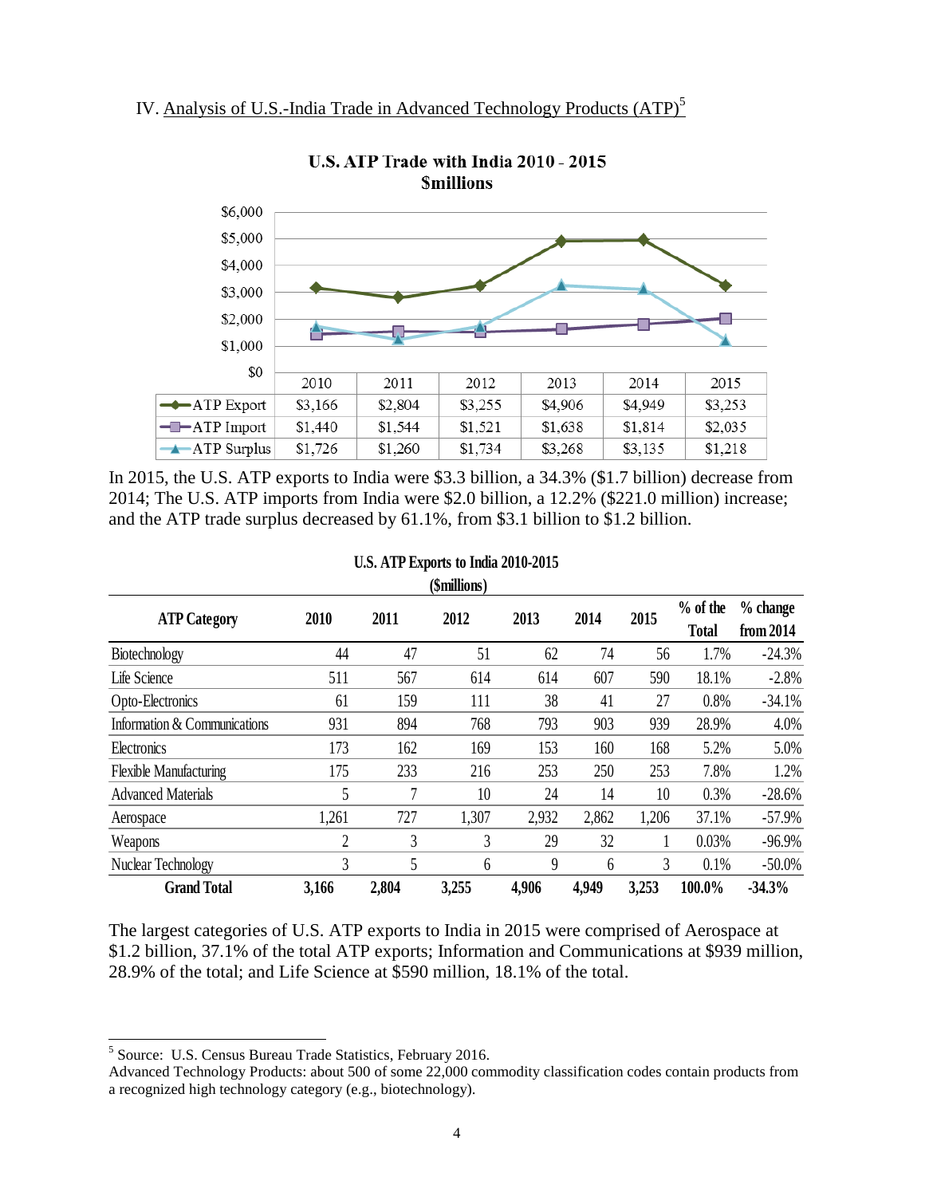## IV. Analysis of U.S.-India Trade in Advanced Technology Products (ATP)[5]

**U.S. ATP Trade with India 2010 - 2015**
**$millions**

| | 2010 | 2011 | 2012 | 2013 | 2014 | 2015 |
|---|---|---|---|---|---|---|
| ATP Export | $3,166 | $2,804 | $3,255 | $4,906 | $4,949 | $3,253 |
| ATP Import | $1,440 | $1,544 | $1,521 | $1,638 | $1,814 | $2,035 |
| ATP Surplus | $1,726 | $1,260 | $1,734 | $3,268 | $3,135 | $1,218 |

In 2015, the U.S. ATP exports to India were $3.3 billion, a 34.3% ($1.7 billion) decrease from 2014; The U.S. ATP imports from India were $2.0 billion, a 12.2% ($221.0 million) increase; and the ATP trade surplus decreased by 61.1%, from $3.1 billion to $1.2 billion.

**U.S. ATP Exports to India 2010-2015**
**($millions)**

| ATP Category | 2010 | 2011 | 2012 | 2013 | 2014 | 2015 | % of the Total | % change from 2014 |
|---|---|---|---|---|---|---|---|---|
| Biotechnology | 44 | 47 | 51 | 62 | 74 | 56 | 1.7% | -24.3% |
| Life Science | 511 | 567 | 614 | 614 | 607 | 590 | 18.1% | -2.8% |
| Opto-Electronics | 61 | 159 | 111 | 38 | 41 | 27 | 0.8% | -34.1% |
| Information & Communications | 931 | 894 | 768 | 793 | 903 | 939 | 28.9% | 4.0% |
| Electronics | 173 | 162 | 169 | 153 | 160 | 168 | 5.2% | 5.0% |
| Flexible Manufacturing | 175 | 233 | 216 | 253 | 250 | 253 | 7.8% | 1.2% |
| Advanced Materials | 5 | 7 | 10 | 24 | 14 | 10 | 0.3% | -28.6% |
| Aerospace | 1,261 | 727 | 1,307 | 2,932 | 2,862 | 1,206 | 37.1% | -57.9% |
| Weapons | 2 | 3 | 3 | 29 | 32 | 1 | 0.03% | -96.9% |
| Nuclear Technology | 3 | 5 | 6 | 9 | 6 | 3 | 0.1% | -50.0% |
| **Grand Total** | **3,166** | **2,804** | **3,255** | **4,906** | **4,949** | **3,253** | **100.0%** | **-34.3%** |

The largest categories of U.S. ATP exports to India in 2015 were comprised of Aerospace at $1.2 billion, 37.1% of the total ATP exports; Information and Communications at $939 million, 28.9% of the total; and Life Science at $590 million, 18.1% of the total.

---

[5] Source: U.S. Census Bureau Trade Statistics, February 2016.
Advanced Technology Products: about 500 of some 22,000 commodity classification codes contain products from a recognized high technology category (e.g., biotechnology).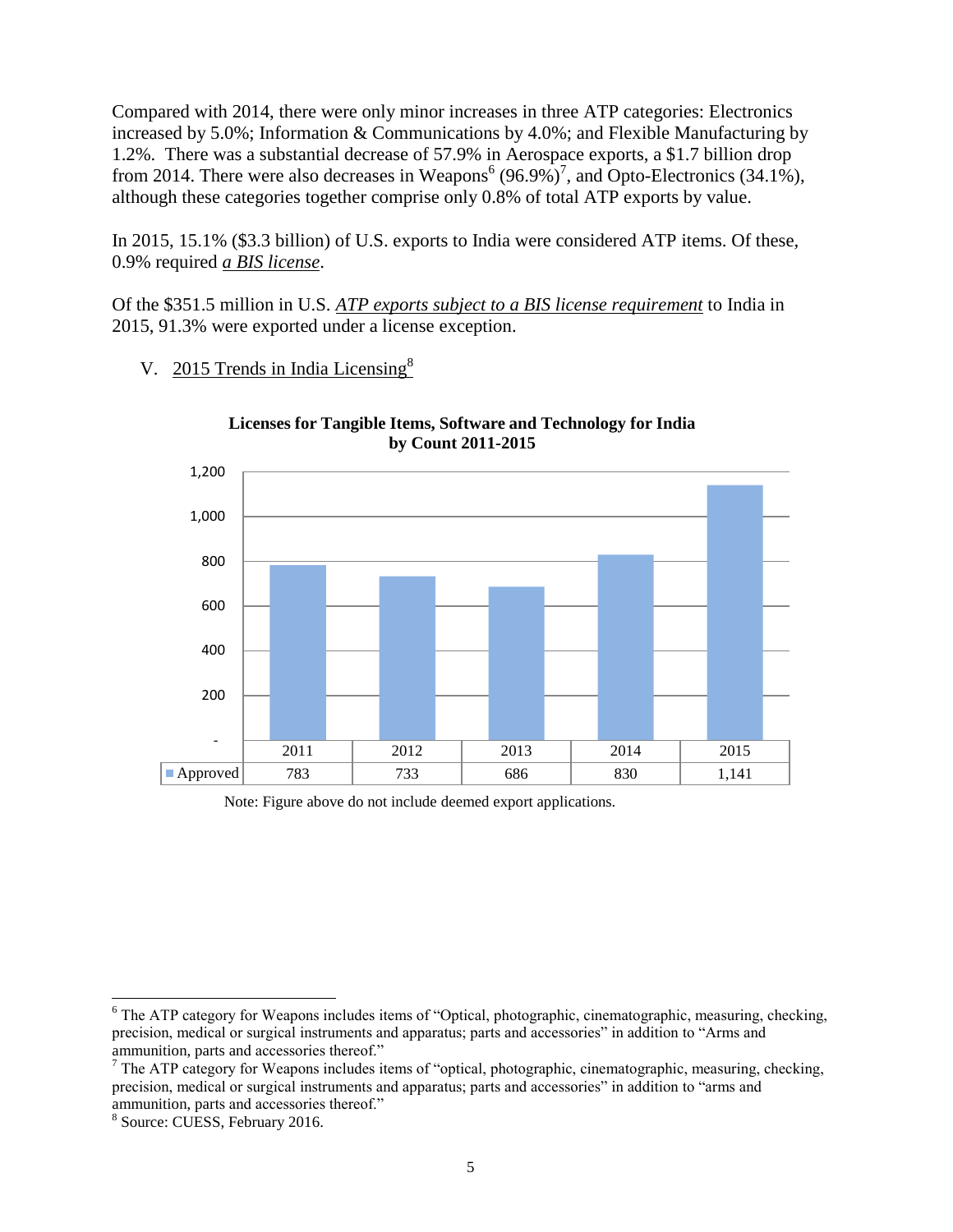Compared with 2014, there were only minor increases in three ATP categories: Electronics increased by 5.0%; Information & Communications by 4.0%; and Flexible Manufacturing by 1.2%. There was a substantial decrease of 57.9% in Aerospace exports, a $1.7 billion drop from 2014. There were also decreases in Weapons[6] (96.9%)[7], and Opto-Electronics (34.1%), although these categories together comprise only 0.8% of total ATP exports by value.

In 2015, 15.1% ($3.3 billion) of U.S. exports to India were considered ATP items. Of these, 0.9% required *a BIS license*.

Of the $351.5 million in U.S. *ATP exports subject to a BIS license requirement* to India in 2015, 91.3% were exported under a license exception.

V. 2015 Trends in India Licensing[8]

**Licenses for Tangible Items, Software and Technology for India by Count 2011-2015**

| | 2011 | 2012 | 2013 | 2014 | 2015 |
|---|---|---|---|---|---|
| Approved | 783 | 733 | 686 | 830 | 1,141 |

Note: Figure above do not include deemed export applications.

---

[6] The ATP category for Weapons includes items of "Optical, photographic, cinematographic, measuring, checking, precision, medical or surgical instruments and apparatus; parts and accessories" in addition to "Arms and ammunition, parts and accessories thereof."

[7] The ATP category for Weapons includes items of "optical, photographic, cinematographic, measuring, checking, precision, medical or surgical instruments and apparatus; parts and accessories" in addition to "arms and ammunition, parts and accessories thereof."

[8] Source: CUESS, February 2016.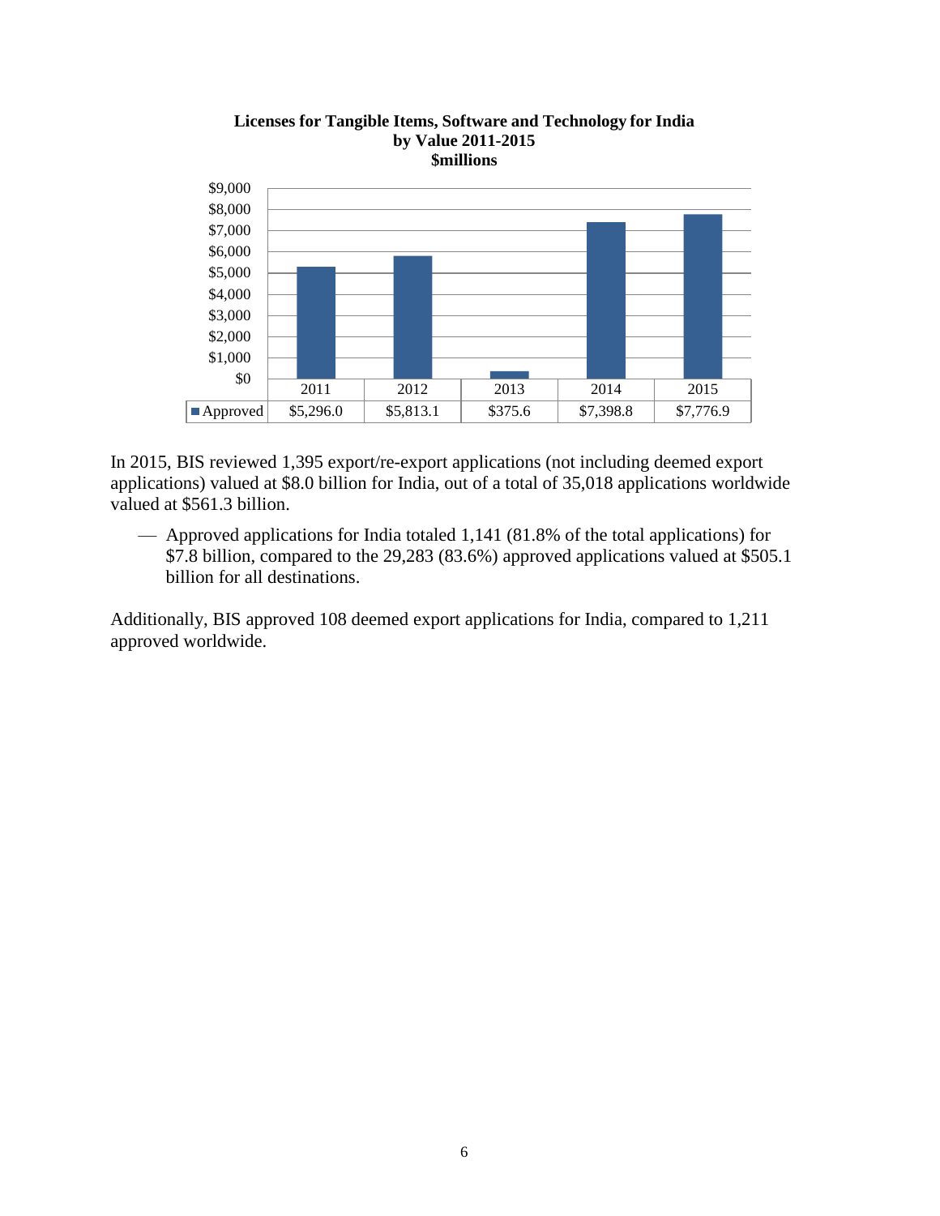**Licenses for Tangible Items, Software and Technology for India by Value 2011-2015**
**$millions**

$9,000
$8,000
$7,000
$6,000
$5,000
$4,000
$3,000
$2,000
$1,000
$0

2011 2012 2013 2014 2015

Approved $5,296.0 $5,813.1 $375.6 $7,398.8 $7,776.9

In 2015, BIS reviewed 1,395 export/re-export applications (not including deemed export applications) valued at $8.0 billion for India, out of a total of 35,018 applications worldwide valued at $561.3 billion.

- Approved applications for India totaled 1,141 (81.8% of the total applications) for $7.8 billion, compared to the 29,283 (83.6%) approved applications valued at $505.1 billion for all destinations.

Additionally, BIS approved 108 deemed export applications for India, compared to 1,211 approved worldwide.